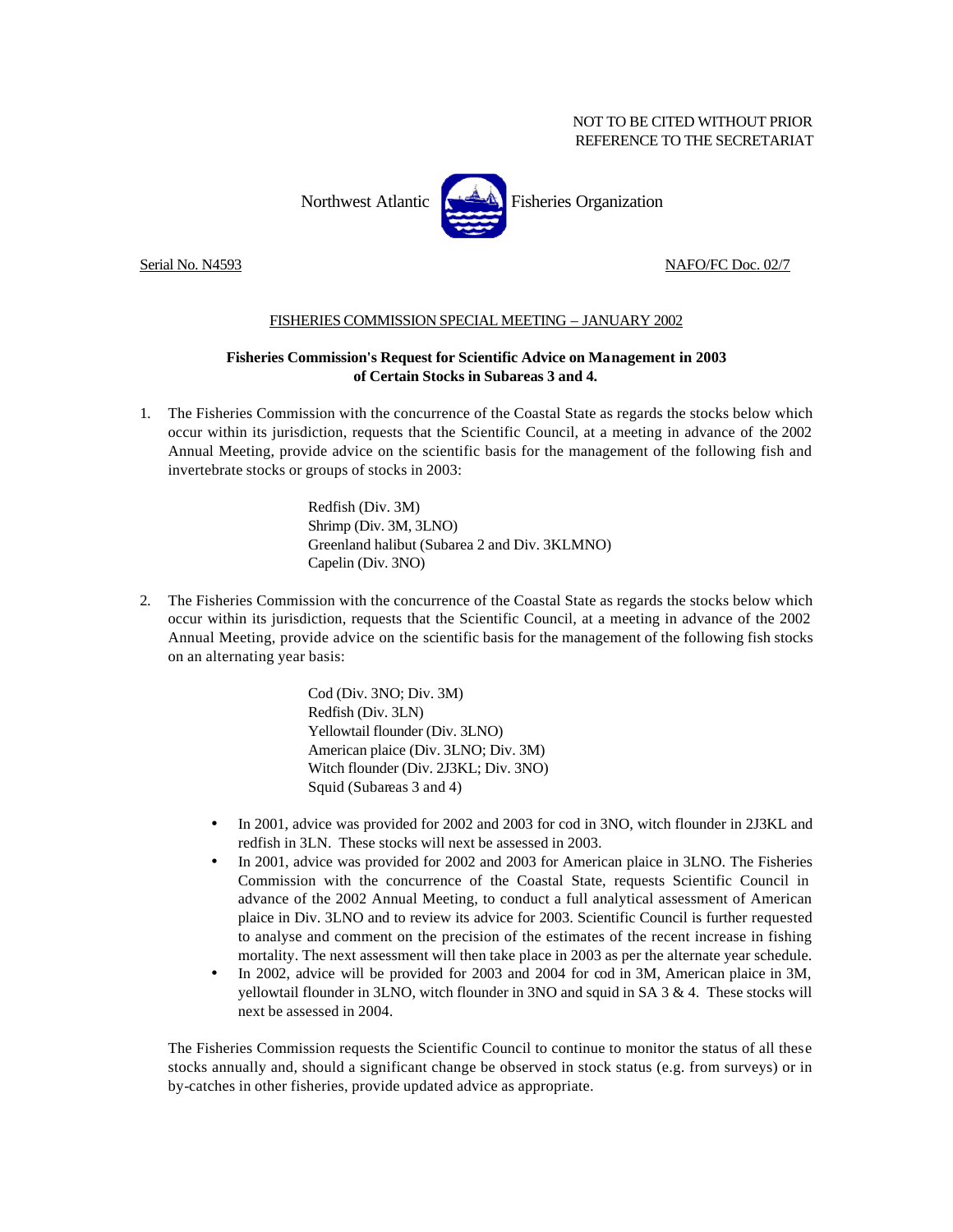NOT TO BE CITED WITHOUT PRIOR
REFERENCE TO THE SECRETARIAT

Northwest Atlantic Fisheries Organization

Serial No. N4593 NAFO/FC Doc. 02/7

FISHERIES COMMISSION SPECIAL MEETING – JANUARY 2002

**Fisheries Commission's Request for Scientific Advice on Management in 2003 of Certain Stocks in Subareas 3 and 4.**

1. The Fisheries Commission with the concurrence of the Coastal State as regards the stocks below which occur within its jurisdiction, requests that the Scientific Council, at a meeting in advance of the 2002 Annual Meeting, provide advice on the scientific basis for the management of the following fish and invertebrate stocks or groups of stocks in 2003:

   Redfish (Div. 3M)
   Shrimp (Div. 3M, 3LNO)
   Greenland halibut (Subarea 2 and Div. 3KLMNO)
   Capelin (Div. 3NO)

2. The Fisheries Commission with the concurrence of the Coastal State as regards the stocks below which occur within its jurisdiction, requests that the Scientific Council, at a meeting in advance of the 2002 Annual Meeting, provide advice on the scientific basis for the management of the following fish stocks on an alternating year basis:

   Cod (Div. 3NO; Div. 3M)
   Redfish (Div. 3LN)
   Yellowtail flounder (Div. 3LNO)
   American plaice (Div. 3LNO; Div. 3M)
   Witch flounder (Div. 2J3KL; Div. 3NO)
   Squid (Subareas 3 and 4)

   - In 2001, advice was provided for 2002 and 2003 for cod in 3NO, witch flounder in 2J3KL and redfish in 3LN. These stocks will next be assessed in 2003.
   - In 2001, advice was provided for 2002 and 2003 for American plaice in 3LNO. The Fisheries Commission with the concurrence of the Coastal State, requests Scientific Council in advance of the 2002 Annual Meeting, to conduct a full analytical assessment of American plaice in Div. 3LNO and to review its advice for 2003. Scientific Council is further requested to analyse and comment on the precision of the estimates of the recent increase in fishing mortality. The next assessment will then take place in 2003 as per the alternate year schedule.
   - In 2002, advice will be provided for 2003 and 2004 for cod in 3M, American plaice in 3M, yellowtail flounder in 3LNO, witch flounder in 3NO and squid in SA 3 & 4. These stocks will next be assessed in 2004.

   The Fisheries Commission requests the Scientific Council to continue to monitor the status of all these stocks annually and, should a significant change be observed in stock status (e.g. from surveys) or in by-catches in other fisheries, provide updated advice as appropriate.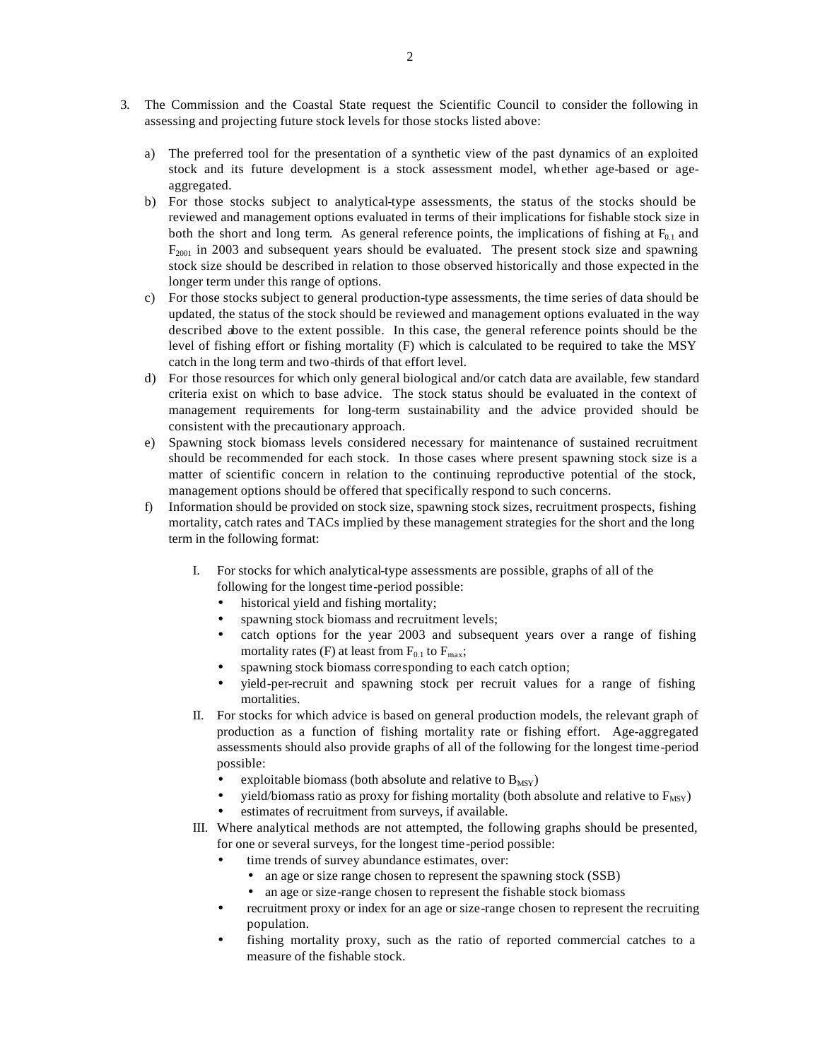3. The Commission and the Coastal State request the Scientific Council to consider the following in assessing and projecting future stock levels for those stocks listed above:

   a) The preferred tool for the presentation of a synthetic view of the past dynamics of an exploited stock and its future development is a stock assessment model, whether age-based or age-aggregated.
   b) For those stocks subject to analytical-type assessments, the status of the stocks should be reviewed and management options evaluated in terms of their implications for fishable stock size in both the short and long term. As general reference points, the implications of fishing at $F_{0.1}$ and $F_{2001}$ in 2003 and subsequent years should be evaluated. The present stock size and spawning stock size should be described in relation to those observed historically and those expected in the longer term under this range of options.
   c) For those stocks subject to general production-type assessments, the time series of data should be updated, the status of the stock should be reviewed and management options evaluated in the way described above to the extent possible. In this case, the general reference points should be the level of fishing effort or fishing mortality (F) which is calculated to be required to take the MSY catch in the long term and two-thirds of that effort level.
   d) For those resources for which only general biological and/or catch data are available, few standard criteria exist on which to base advice. The stock status should be evaluated in the context of management requirements for long-term sustainability and the advice provided should be consistent with the precautionary approach.
   e) Spawning stock biomass levels considered necessary for maintenance of sustained recruitment should be recommended for each stock. In those cases where present spawning stock size is a matter of scientific concern in relation to the continuing reproductive potential of the stock, management options should be offered that specifically respond to such concerns.
   f) Information should be provided on stock size, spawning stock sizes, recruitment prospects, fishing mortality, catch rates and TACs implied by these management strategies for the short and the long term in the following format:

      I. For stocks for which analytical-type assessments are possible, graphs of all of the following for the longest time-period possible:
         - historical yield and fishing mortality;
         - spawning stock biomass and recruitment levels;
         - catch options for the year 2003 and subsequent years over a range of fishing mortality rates (F) at least from $F_{0.1}$ to $F_{max}$;
         - spawning stock biomass corresponding to each catch option;
         - yield-per-recruit and spawning stock per recruit values for a range of fishing mortalities.

      II. For stocks for which advice is based on general production models, the relevant graph of production as a function of fishing mortality rate or fishing effort. Age-aggregated assessments should also provide graphs of all of the following for the longest time-period possible:
         - exploitable biomass (both absolute and relative to $B_{MSY}$)
         - yield/biomass ratio as proxy for fishing mortality (both absolute and relative to $F_{MSY}$)
         - estimates of recruitment from surveys, if available.

      III. Where analytical methods are not attempted, the following graphs should be presented, for one or several surveys, for the longest time-period possible:
         - time trends of survey abundance estimates, over:
           - an age or size range chosen to represent the spawning stock (SSB)
           - an age or size-range chosen to represent the fishable stock biomass
         - recruitment proxy or index for an age or size-range chosen to represent the recruiting population.
         - fishing mortality proxy, such as the ratio of reported commercial catches to a measure of the fishable stock.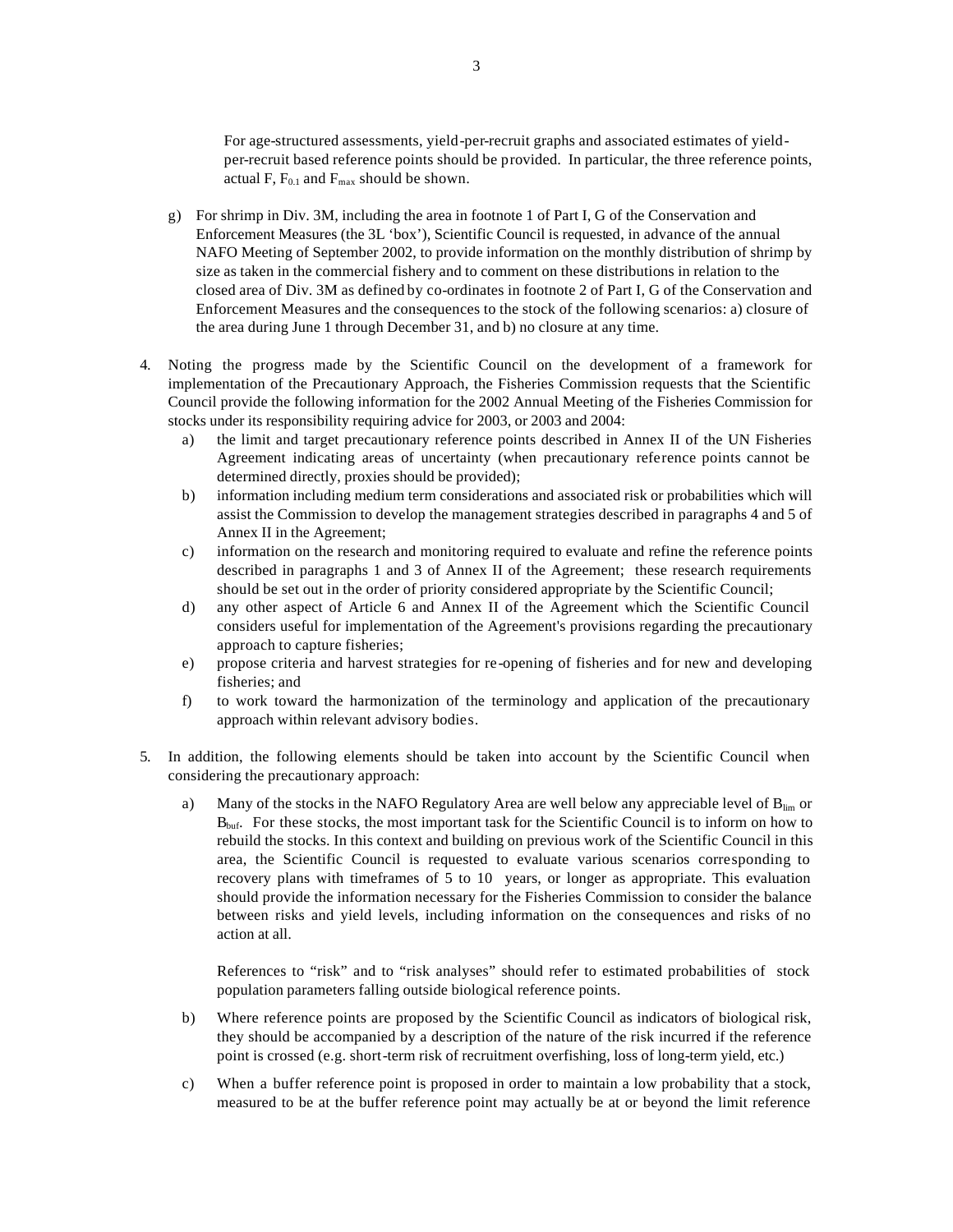For age-structured assessments, yield-per-recruit graphs and associated estimates of yield-per-recruit based reference points should be provided. In particular, the three reference points, actual F, $F_{0.1}$ and $F_{max}$ should be shown.

g) For shrimp in Div. 3M, including the area in footnote 1 of Part I, G of the Conservation and Enforcement Measures (the 3L 'box'), Scientific Council is requested, in advance of the annual NAFO Meeting of September 2002, to provide information on the monthly distribution of shrimp by size as taken in the commercial fishery and to comment on these distributions in relation to the closed area of Div. 3M as defined by co-ordinates in footnote 2 of Part I, G of the Conservation and Enforcement Measures and the consequences to the stock of the following scenarios: a) closure of the area during June 1 through December 31, and b) no closure at any time.

4. Noting the progress made by the Scientific Council on the development of a framework for implementation of the Precautionary Approach, the Fisheries Commission requests that the Scientific Council provide the following information for the 2002 Annual Meeting of the Fisheries Commission for stocks under its responsibility requiring advice for 2003, or 2003 and 2004:
   a) the limit and target precautionary reference points described in Annex II of the UN Fisheries Agreement indicating areas of uncertainty (when precautionary reference points cannot be determined directly, proxies should be provided);
   b) information including medium term considerations and associated risk or probabilities which will assist the Commission to develop the management strategies described in paragraphs 4 and 5 of Annex II in the Agreement;
   c) information on the research and monitoring required to evaluate and refine the reference points described in paragraphs 1 and 3 of Annex II of the Agreement; these research requirements should be set out in the order of priority considered appropriate by the Scientific Council;
   d) any other aspect of Article 6 and Annex II of the Agreement which the Scientific Council considers useful for implementation of the Agreement's provisions regarding the precautionary approach to capture fisheries;
   e) propose criteria and harvest strategies for re-opening of fisheries and for new and developing fisheries; and
   f) to work toward the harmonization of the terminology and application of the precautionary approach within relevant advisory bodies.

5. In addition, the following elements should be taken into account by the Scientific Council when considering the precautionary approach:
   a) Many of the stocks in the NAFO Regulatory Area are well below any appreciable level of $B_{lim}$ or $B_{buf}$. For these stocks, the most important task for the Scientific Council is to inform on how to rebuild the stocks. In this context and building on previous work of the Scientific Council in this area, the Scientific Council is requested to evaluate various scenarios corresponding to recovery plans with timeframes of 5 to 10 years, or longer as appropriate. This evaluation should provide the information necessary for the Fisheries Commission to consider the balance between risks and yield levels, including information on the consequences and risks of no action at all.

      References to "risk" and to "risk analyses" should refer to estimated probabilities of stock population parameters falling outside biological reference points.

   b) Where reference points are proposed by the Scientific Council as indicators of biological risk, they should be accompanied by a description of the nature of the risk incurred if the reference point is crossed (e.g. short-term risk of recruitment overfishing, loss of long-term yield, etc.)
   c) When a buffer reference point is proposed in order to maintain a low probability that a stock, measured to be at the buffer reference point may actually be at or beyond the limit reference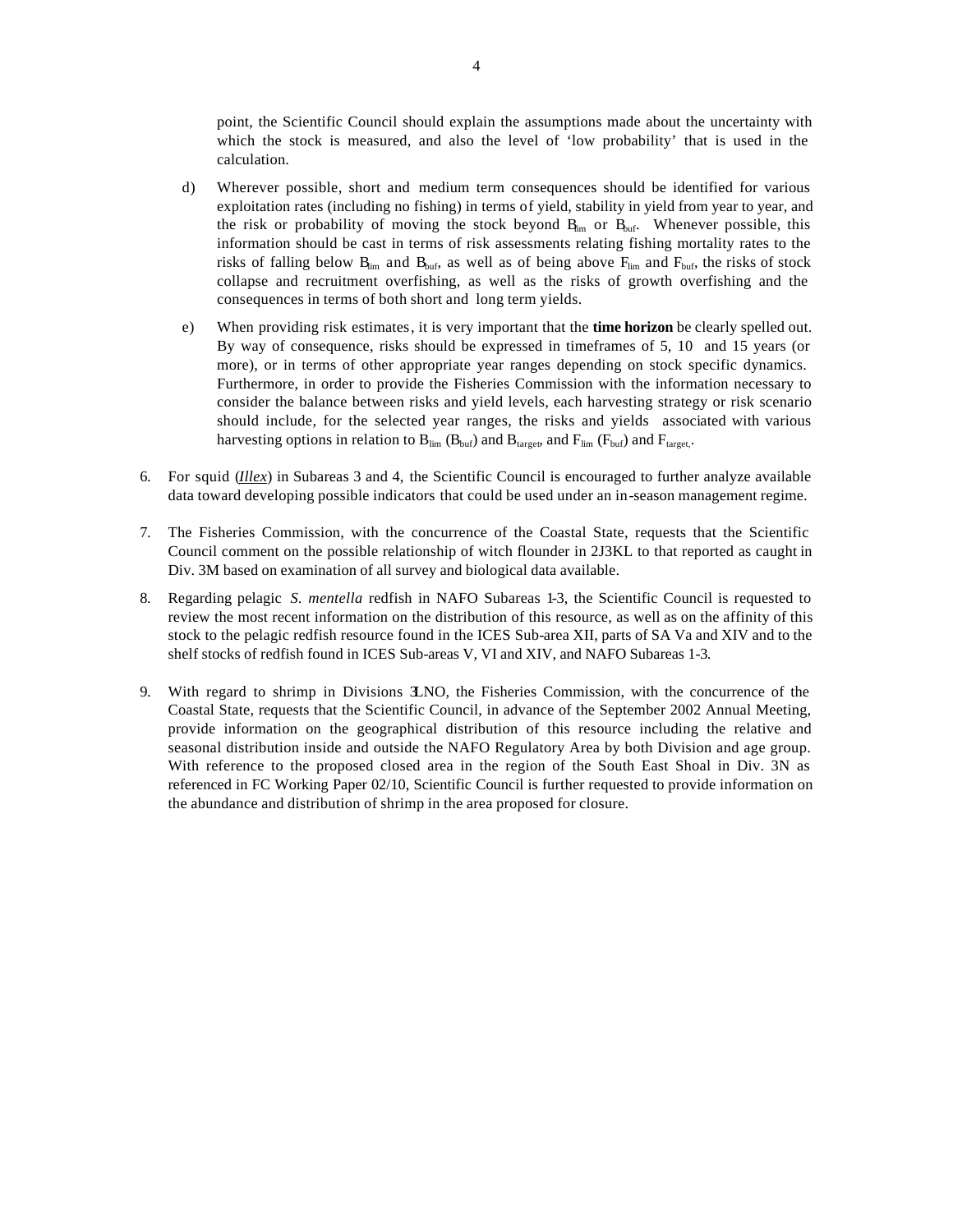point, the Scientific Council should explain the assumptions made about the uncertainty with which the stock is measured, and also the level of 'low probability' that is used in the calculation.

d) Wherever possible, short and medium term consequences should be identified for various exploitation rates (including no fishing) in terms of yield, stability in yield from year to year, and the risk or probability of moving the stock beyond $B_{lim}$ or $B_{buf}$. Whenever possible, this information should be cast in terms of risk assessments relating fishing mortality rates to the risks of falling below $B_{lim}$ and $B_{buf}$, as well as of being above $F_{lim}$ and $F_{buf}$, the risks of stock collapse and recruitment overfishing, as well as the risks of growth overfishing and the consequences in terms of both short and long term yields.

e) When providing risk estimates, it is very important that the **time horizon** be clearly spelled out. By way of consequence, risks should be expressed in timeframes of 5, 10 and 15 years (or more), or in terms of other appropriate year ranges depending on stock specific dynamics. Furthermore, in order to provide the Fisheries Commission with the information necessary to consider the balance between risks and yield levels, each harvesting strategy or risk scenario should include, for the selected year ranges, the risks and yields associated with various harvesting options in relation to $B_{lim}$ ($B_{buf}$) and $B_{target}$, and $F_{lim}$ ($F_{buf}$) and $F_{target}$.

6. For squid (*Illex*) in Subareas 3 and 4, the Scientific Council is encouraged to further analyze available data toward developing possible indicators that could be used under an in-season management regime.

7. The Fisheries Commission, with the concurrence of the Coastal State, requests that the Scientific Council comment on the possible relationship of witch flounder in 2J3KL to that reported as caught in Div. 3M based on examination of all survey and biological data available.

8. Regarding pelagic *S. mentella* redfish in NAFO Subareas 1-3, the Scientific Council is requested to review the most recent information on the distribution of this resource, as well as on the affinity of this stock to the pelagic redfish resource found in the ICES Sub-area XII, parts of SA Va and XIV and to the shelf stocks of redfish found in ICES Sub-areas V, VI and XIV, and NAFO Subareas 1-3.

9. With regard to shrimp in Divisions 3LNO, the Fisheries Commission, with the concurrence of the Coastal State, requests that the Scientific Council, in advance of the September 2002 Annual Meeting, provide information on the geographical distribution of this resource including the relative and seasonal distribution inside and outside the NAFO Regulatory Area by both Division and age group. With reference to the proposed closed area in the region of the South East Shoal in Div. 3N as referenced in FC Working Paper 02/10, Scientific Council is further requested to provide information on the abundance and distribution of shrimp in the area proposed for closure.